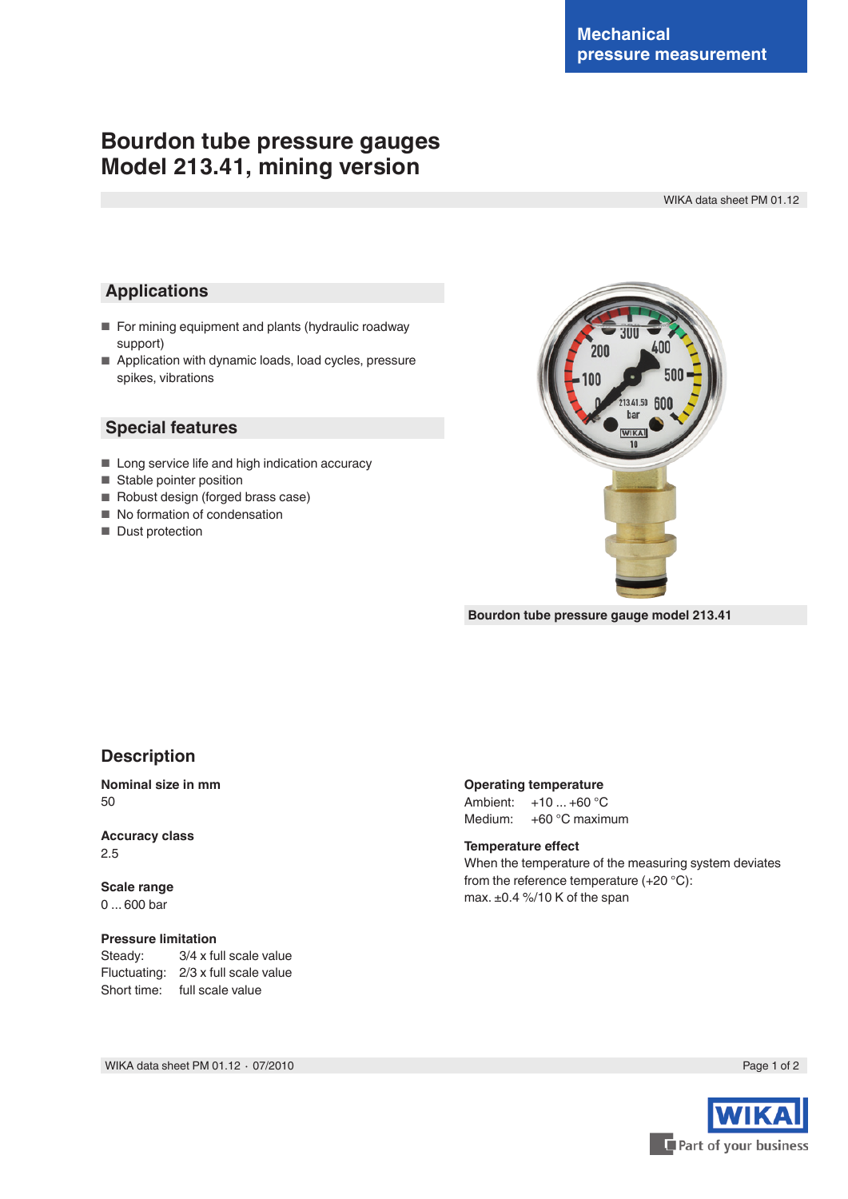Mechanical pressure measurement

# Bourdon tube pressure gauges Model 213.41, mining version

WIKA data sheet PM 01.12

## Applications

- For mining equipment and plants (hydraulic roadway support)
- Application with dynamic loads, load cycles, pressure spikes, vibrations

## Special features

- Long service life and high indication accuracy
- Stable pointer position
- Robust design (forged brass case)
- No formation of condensation
- Dust protection

**Bourdon tube pressure gauge model 213.41**

## Description

**Nominal size in mm**
50

**Accuracy class**
2.5

**Scale range**
0 ... 600 bar

**Pressure limitation**
Steady: 3/4 x full scale value
Fluctuating: 2/3 x full scale value
Short time: full scale value

**Operating temperature**
Ambient: +10 ... +60 °C
Medium: +60 °C maximum

**Temperature effect**
When the temperature of the measuring system deviates from the reference temperature (+20 °C):
max. ±0.4 %/10 K of the span

WIKA data sheet PM 01.12 · 07/2010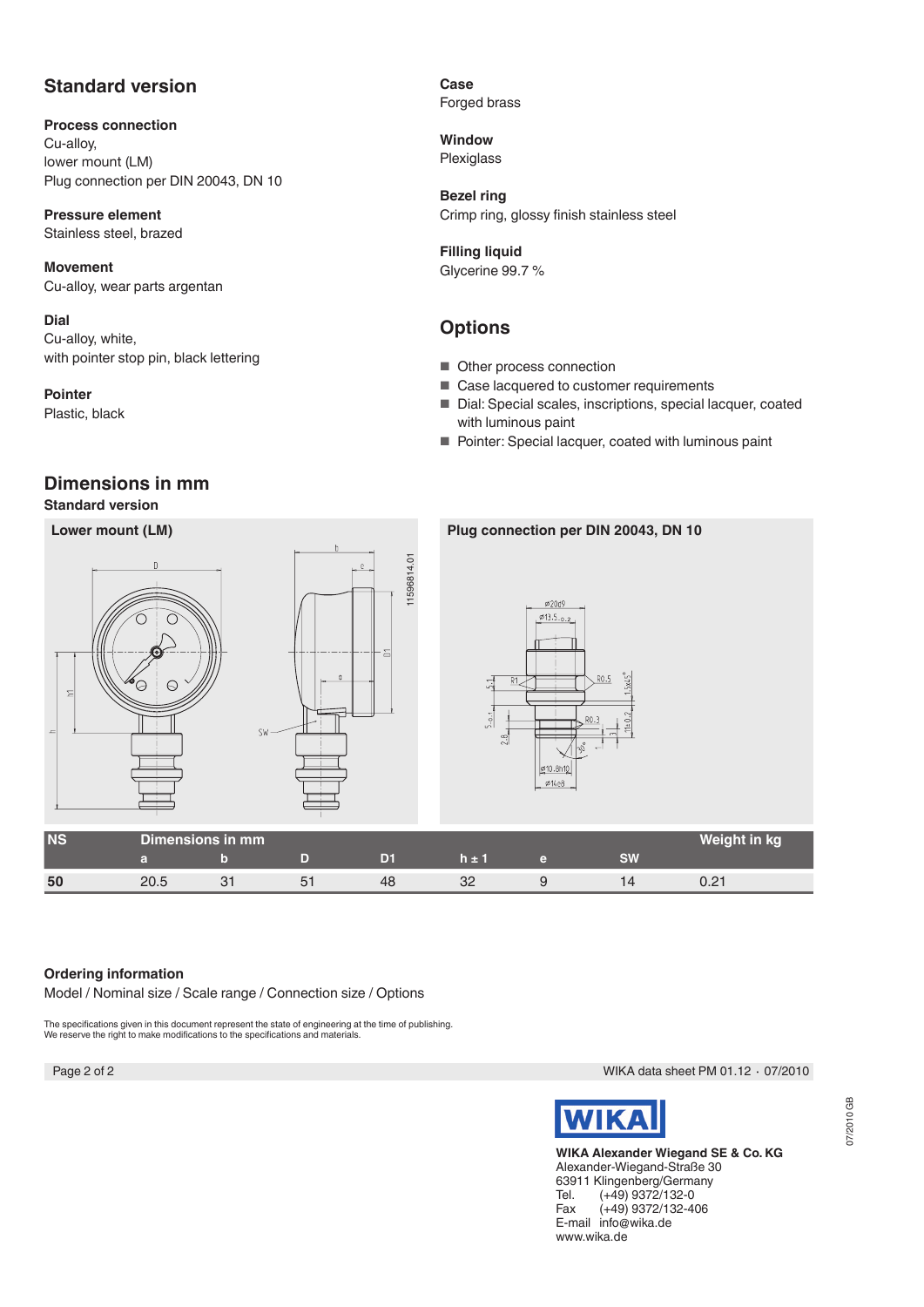## Standard version

**Process connection**
Cu-alloy,
lower mount (LM)
Plug connection per DIN 20043, DN 10

**Pressure element**
Stainless steel, brazed

**Movement**
Cu-alloy, wear parts argentan

**Dial**
Cu-alloy, white,
with pointer stop pin, black lettering

**Pointer**
Plastic, black

**Case**
Forged brass

**Window**
Plexiglass

**Bezel ring**
Crimp ring, glossy finish stainless steel

**Filling liquid**
Glycerine 99.7 %

## Options

- Other process connection
- Case lacquered to customer requirements
- Dial: Special scales, inscriptions, special lacquer, coated with luminous paint
- Pointer: Special lacquer, coated with luminous paint

## Dimensions in mm

### Standard version

**Lower mount (LM)**

**Plug connection per DIN 20043, DN 10**

| NS | Dimensions in mm | | | | | | | Weight in kg |
|---|---|---|---|---|---|---|---|---|
| | a | b | D | D1 | h ± 1 | e | SW | |
| 50 | 20.5 | 31 | 51 | 48 | 32 | 9 | 14 | 0.21 |

**Ordering information**
Model / Nominal size / Scale range / Connection size / Options

The specifications given in this document represent the state of engineering at the time of publishing.
We reserve the right to make modifications to the specifications and materials.

WIKA Alexander Wiegand SE & Co. KG
Alexander-Wiegand-Straße 30
63911 Klingenberg/Germany
Tel. (+49) 9372/132-0
Fax (+49) 9372/132-406
E-mail info@wika.de
www.wika.de